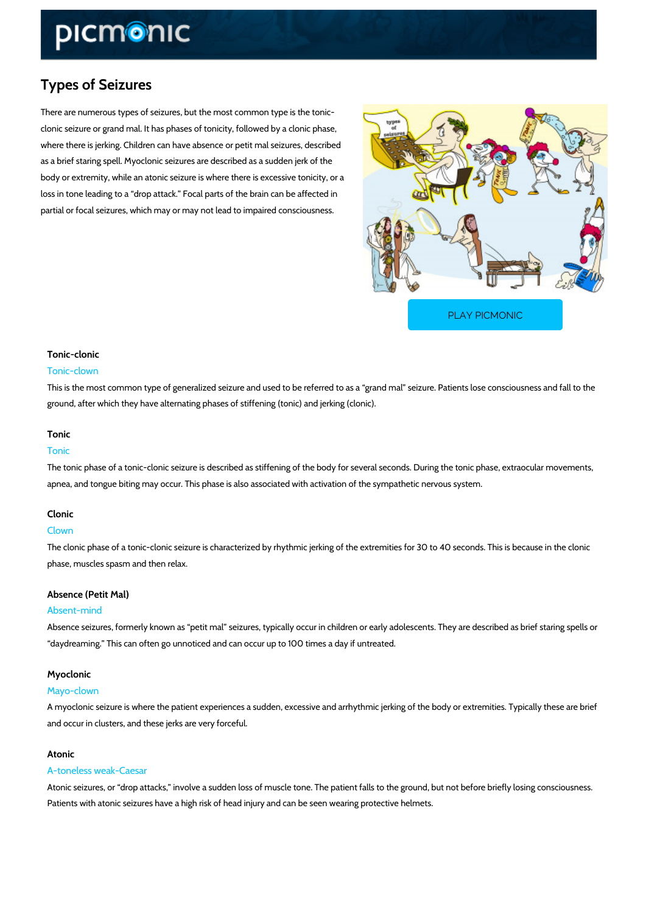# Types of Seizures

There are numerous types of seizures, but the most common type is the tonic-clonic seizure or grand mal. It has phases of tonicity, followed by a clonic phase, where there is jerking. Children can have absence or petit mal seizures, described as a brief staring spell. Myoclonic seizures are described as a sudden jerk of the body or extremity, while an atonic seizure is where there is excessive tonicity, or a loss in tone leading to a "drop attack." Focal parts of the brain can be affected in partial or focal seizures, which may or may not lead to impaired consciousness.

PLAY PICMONIC

### Tonic-clonic

Tonic-clown

This is the most common type of generalized seizure and used to be referred to as a "grand mal" seizure. Patients lose consciousness and fall to the ground, after which they have alternating phases of stiffening (tonic) and jerking (clonic).

### Tonic

Tonic

The tonic phase of a tonic-clonic seizure is described as stiffening of the body for several seconds. During the tonic phase, extraocular movements, apnea, and tongue biting may occur. This phase is also associated with activation of the sympathetic nervous system.

### Clonic

Clown

The clonic phase of a tonic-clonic seizure is characterized by rhythmic jerking of the extremities for 30 to 40 seconds. This is because in the clonic phase, muscles spasm and then relax.

### Absence (Petit Mal)

Absent-mind

Absence seizures, formerly known as "petit mal" seizures, typically occur in children or early adolescents. They are described as brief staring spells or "daydreaming." This can often go unnoticed and can occur up to 100 times a day if untreated.

### Myoclonic

Mayo-clown

A myoclonic seizure is where the patient experiences a sudden, excessive and arrhythmic jerking of the body or extremities. Typically these are brief and occur in clusters, and these jerks are very forceful.

### Atonic

A-toneless weak-Caesar

Atonic seizures, or "drop attacks," involve a sudden loss of muscle tone. The patient falls to the ground, but not before briefly losing consciousness. Patients with atonic seizures have a high risk of head injury and can be seen wearing protective helmets.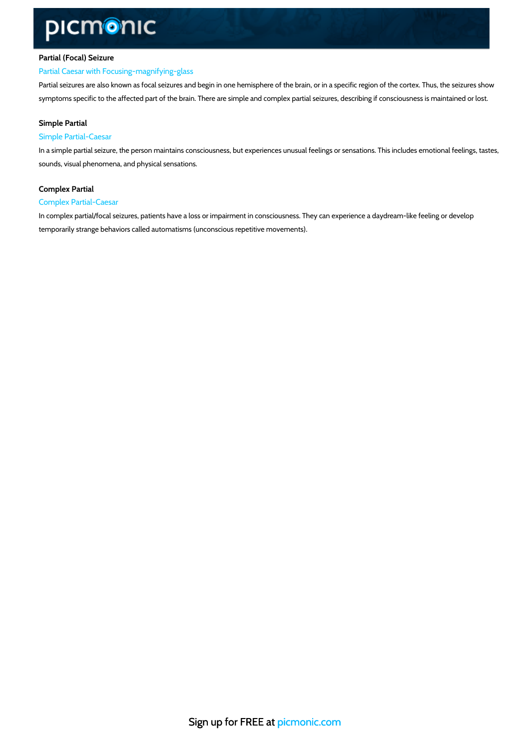**Partial (Focal) Seizure**

Partial Caesar with Focusing-magnifying-glass

Partial seizures are also known as focal seizures and begin in one hemisphere of the brain, or in a specific region of the cortex. Thus, the seizures show symptoms specific to the affected part of the brain. There are simple and complex partial seizures, describing if consciousness is maintained or lost.

**Simple Partial**

Simple Partial-Caesar

In a simple partial seizure, the person maintains consciousness, but experiences unusual feelings or sensations. This includes emotional feelings, tastes, sounds, visual phenomena, and physical sensations.

**Complex Partial**

Complex Partial-Caesar

In complex partial/focal seizures, patients have a loss or impairment in consciousness. They can experience a daydream-like feeling or develop temporarily strange behaviors called automatisms (unconscious repetitive movements).